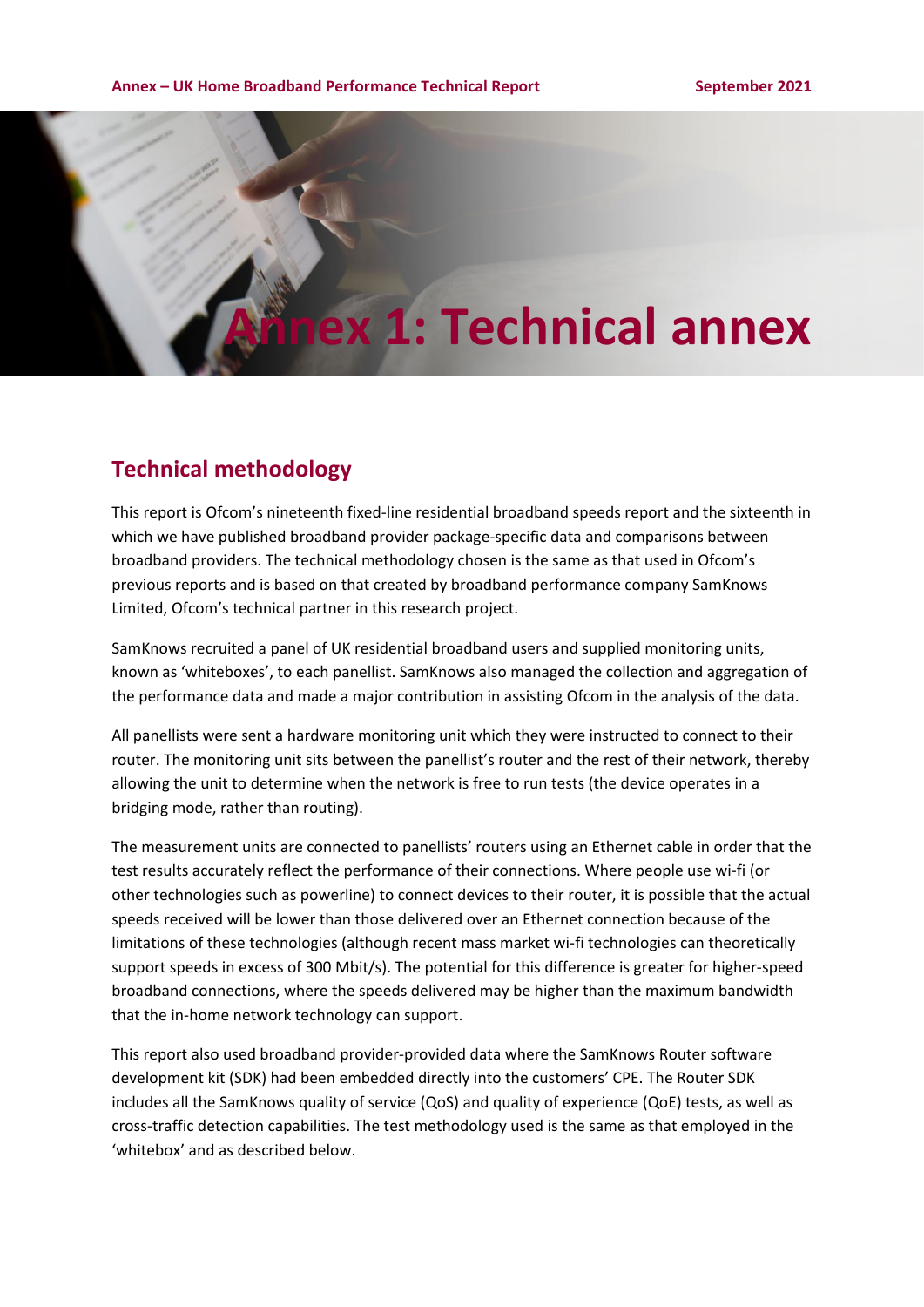# Annex 1: Technical annex

## Technical methodology

This report is Ofcom's nineteenth fixed-line residential broadband speeds report and the sixteenth in which we have published broadband provider package-specific data and comparisons between broadband providers. The technical methodology chosen is the same as that used in Ofcom's previous reports and is based on that created by broadband performance company SamKnows Limited, Ofcom's technical partner in this research project.

SamKnows recruited a panel of UK residential broadband users and supplied monitoring units, known as 'whiteboxes', to each panellist. SamKnows also managed the collection and aggregation of the performance data and made a major contribution in assisting Ofcom in the analysis of the data.

All panellists were sent a hardware monitoring unit which they were instructed to connect to their router. The monitoring unit sits between the panellist's router and the rest of their network, thereby allowing the unit to determine when the network is free to run tests (the device operates in a bridging mode, rather than routing).

The measurement units are connected to panellists' routers using an Ethernet cable in order that the test results accurately reflect the performance of their connections. Where people use wi-fi (or other technologies such as powerline) to connect devices to their router, it is possible that the actual speeds received will be lower than those delivered over an Ethernet connection because of the limitations of these technologies (although recent mass market wi-fi technologies can theoretically support speeds in excess of 300 Mbit/s). The potential for this difference is greater for higher-speed broadband connections, where the speeds delivered may be higher than the maximum bandwidth that the in-home network technology can support.

This report also used broadband provider-provided data where the SamKnows Router software development kit (SDK) had been embedded directly into the customers' CPE. The Router SDK includes all the SamKnows quality of service (QoS) and quality of experience (QoE) tests, as well as cross-traffic detection capabilities. The test methodology used is the same as that employed in the 'whitebox' and as described below.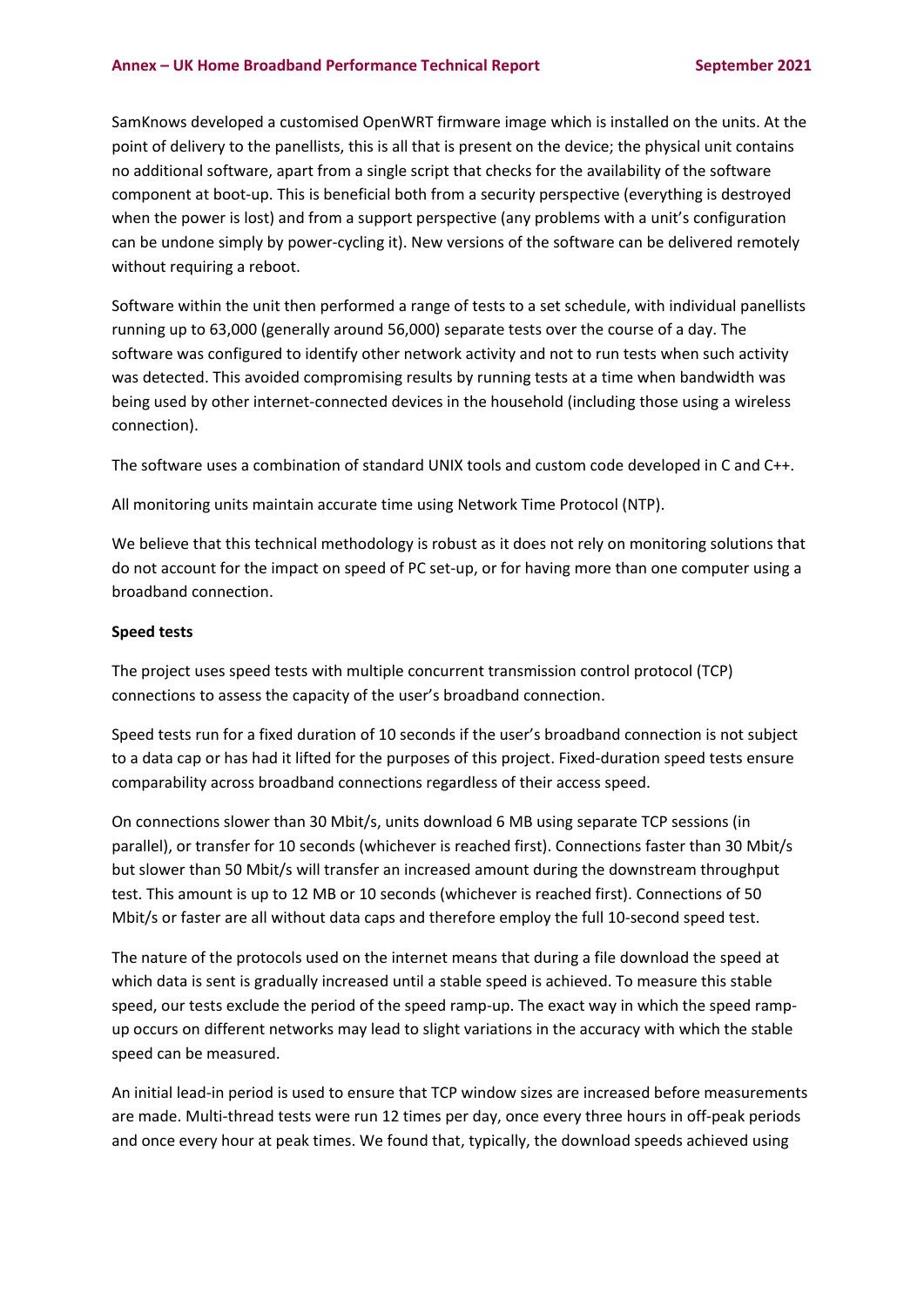SamKnows developed a customised OpenWRT firmware image which is installed on the units. At the point of delivery to the panellists, this is all that is present on the device; the physical unit contains no additional software, apart from a single script that checks for the availability of the software component at boot-up. This is beneficial both from a security perspective (everything is destroyed when the power is lost) and from a support perspective (any problems with a unit's configuration can be undone simply by power-cycling it). New versions of the software can be delivered remotely without requiring a reboot.

Software within the unit then performed a range of tests to a set schedule, with individual panellists running up to 63,000 (generally around 56,000) separate tests over the course of a day. The software was configured to identify other network activity and not to run tests when such activity was detected. This avoided compromising results by running tests at a time when bandwidth was being used by other internet-connected devices in the household (including those using a wireless connection).

The software uses a combination of standard UNIX tools and custom code developed in C and C++.

All monitoring units maintain accurate time using Network Time Protocol (NTP).

We believe that this technical methodology is robust as it does not rely on monitoring solutions that do not account for the impact on speed of PC set-up, or for having more than one computer using a broadband connection.

**Speed tests**

The project uses speed tests with multiple concurrent transmission control protocol (TCP) connections to assess the capacity of the user's broadband connection.

Speed tests run for a fixed duration of 10 seconds if the user's broadband connection is not subject to a data cap or has had it lifted for the purposes of this project. Fixed-duration speed tests ensure comparability across broadband connections regardless of their access speed.

On connections slower than 30 Mbit/s, units download 6 MB using separate TCP sessions (in parallel), or transfer for 10 seconds (whichever is reached first). Connections faster than 30 Mbit/s but slower than 50 Mbit/s will transfer an increased amount during the downstream throughput test. This amount is up to 12 MB or 10 seconds (whichever is reached first). Connections of 50 Mbit/s or faster are all without data caps and therefore employ the full 10-second speed test.

The nature of the protocols used on the internet means that during a file download the speed at which data is sent is gradually increased until a stable speed is achieved. To measure this stable speed, our tests exclude the period of the speed ramp-up. The exact way in which the speed ramp-up occurs on different networks may lead to slight variations in the accuracy with which the stable speed can be measured.

An initial lead-in period is used to ensure that TCP window sizes are increased before measurements are made. Multi-thread tests were run 12 times per day, once every three hours in off-peak periods and once every hour at peak times. We found that, typically, the download speeds achieved using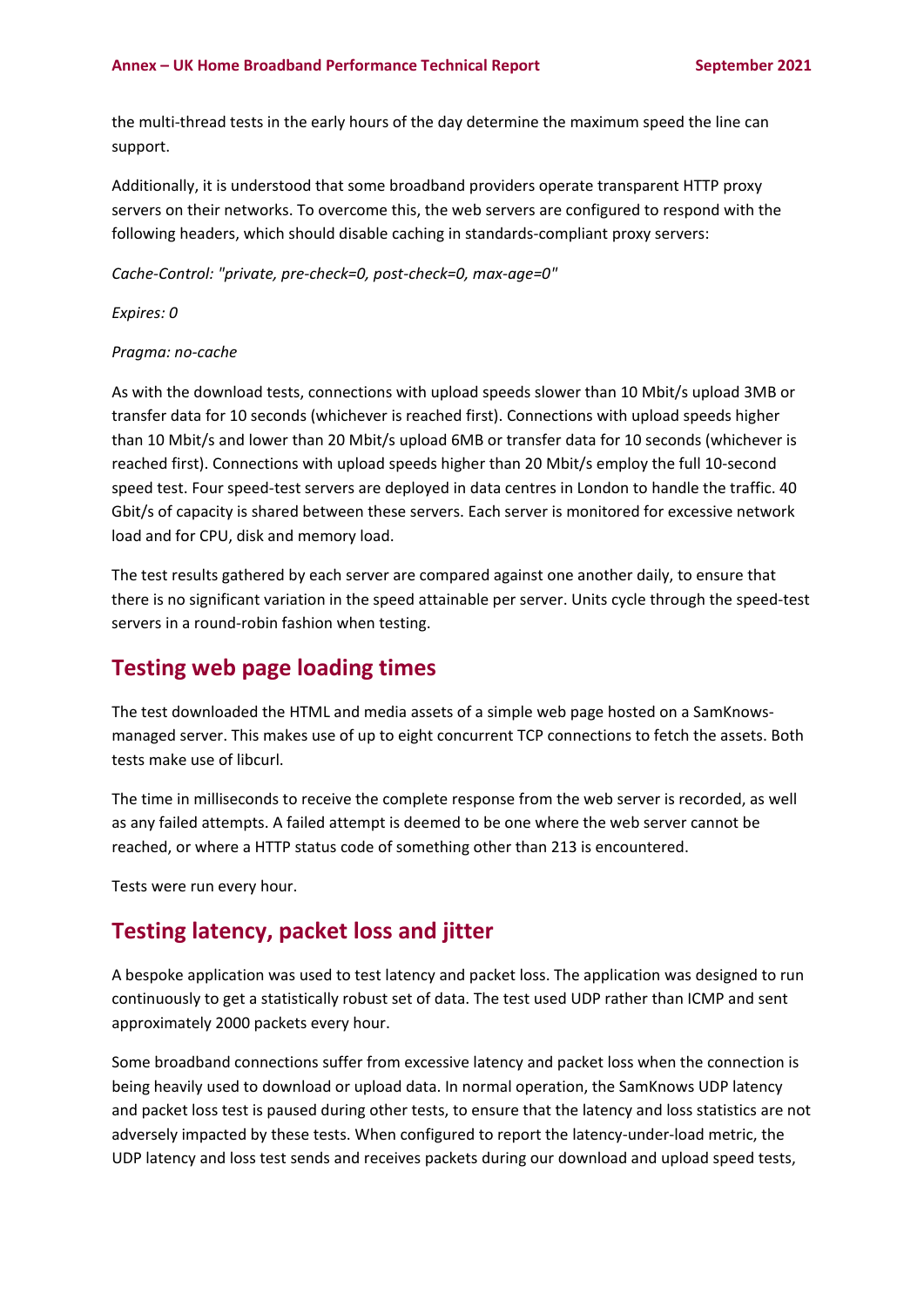the multi-thread tests in the early hours of the day determine the maximum speed the line can support.

Additionally, it is understood that some broadband providers operate transparent HTTP proxy servers on their networks. To overcome this, the web servers are configured to respond with the following headers, which should disable caching in standards-compliant proxy servers:

*Cache-Control: "private, pre-check=0, post-check=0, max-age=0"*

*Expires: 0*

*Pragma: no-cache*

As with the download tests, connections with upload speeds slower than 10 Mbit/s upload 3MB or transfer data for 10 seconds (whichever is reached first). Connections with upload speeds higher than 10 Mbit/s and lower than 20 Mbit/s upload 6MB or transfer data for 10 seconds (whichever is reached first). Connections with upload speeds higher than 20 Mbit/s employ the full 10-second speed test. Four speed-test servers are deployed in data centres in London to handle the traffic. 40 Gbit/s of capacity is shared between these servers. Each server is monitored for excessive network load and for CPU, disk and memory load.

The test results gathered by each server are compared against one another daily, to ensure that there is no significant variation in the speed attainable per server. Units cycle through the speed-test servers in a round-robin fashion when testing.

## Testing web page loading times

The test downloaded the HTML and media assets of a simple web page hosted on a SamKnows-managed server. This makes use of up to eight concurrent TCP connections to fetch the assets. Both tests make use of libcurl.

The time in milliseconds to receive the complete response from the web server is recorded, as well as any failed attempts. A failed attempt is deemed to be one where the web server cannot be reached, or where a HTTP status code of something other than 213 is encountered.

Tests were run every hour.

## Testing latency, packet loss and jitter

A bespoke application was used to test latency and packet loss. The application was designed to run continuously to get a statistically robust set of data. The test used UDP rather than ICMP and sent approximately 2000 packets every hour.

Some broadband connections suffer from excessive latency and packet loss when the connection is being heavily used to download or upload data. In normal operation, the SamKnows UDP latency and packet loss test is paused during other tests, to ensure that the latency and loss statistics are not adversely impacted by these tests. When configured to report the latency-under-load metric, the UDP latency and loss test sends and receives packets during our download and upload speed tests,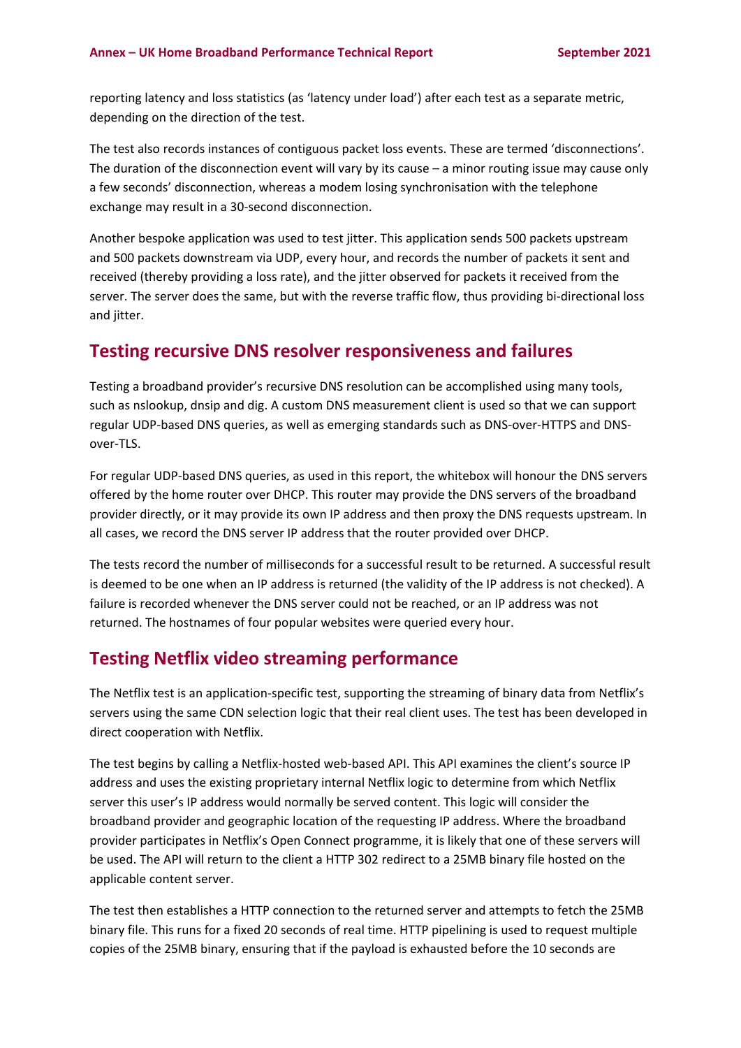reporting latency and loss statistics (as 'latency under load') after each test as a separate metric, depending on the direction of the test.

The test also records instances of contiguous packet loss events. These are termed 'disconnections'. The duration of the disconnection event will vary by its cause – a minor routing issue may cause only a few seconds' disconnection, whereas a modem losing synchronisation with the telephone exchange may result in a 30-second disconnection.

Another bespoke application was used to test jitter. This application sends 500 packets upstream and 500 packets downstream via UDP, every hour, and records the number of packets it sent and received (thereby providing a loss rate), and the jitter observed for packets it received from the server. The server does the same, but with the reverse traffic flow, thus providing bi-directional loss and jitter.

## Testing recursive DNS resolver responsiveness and failures

Testing a broadband provider's recursive DNS resolution can be accomplished using many tools, such as nslookup, dnsip and dig. A custom DNS measurement client is used so that we can support regular UDP-based DNS queries, as well as emerging standards such as DNS-over-HTTPS and DNS-over-TLS.

For regular UDP-based DNS queries, as used in this report, the whitebox will honour the DNS servers offered by the home router over DHCP. This router may provide the DNS servers of the broadband provider directly, or it may provide its own IP address and then proxy the DNS requests upstream. In all cases, we record the DNS server IP address that the router provided over DHCP.

The tests record the number of milliseconds for a successful result to be returned. A successful result is deemed to be one when an IP address is returned (the validity of the IP address is not checked). A failure is recorded whenever the DNS server could not be reached, or an IP address was not returned. The hostnames of four popular websites were queried every hour.

## Testing Netflix video streaming performance

The Netflix test is an application-specific test, supporting the streaming of binary data from Netflix's servers using the same CDN selection logic that their real client uses. The test has been developed in direct cooperation with Netflix.

The test begins by calling a Netflix-hosted web-based API. This API examines the client's source IP address and uses the existing proprietary internal Netflix logic to determine from which Netflix server this user's IP address would normally be served content. This logic will consider the broadband provider and geographic location of the requesting IP address. Where the broadband provider participates in Netflix's Open Connect programme, it is likely that one of these servers will be used. The API will return to the client a HTTP 302 redirect to a 25MB binary file hosted on the applicable content server.

The test then establishes a HTTP connection to the returned server and attempts to fetch the 25MB binary file. This runs for a fixed 20 seconds of real time. HTTP pipelining is used to request multiple copies of the 25MB binary, ensuring that if the payload is exhausted before the 10 seconds are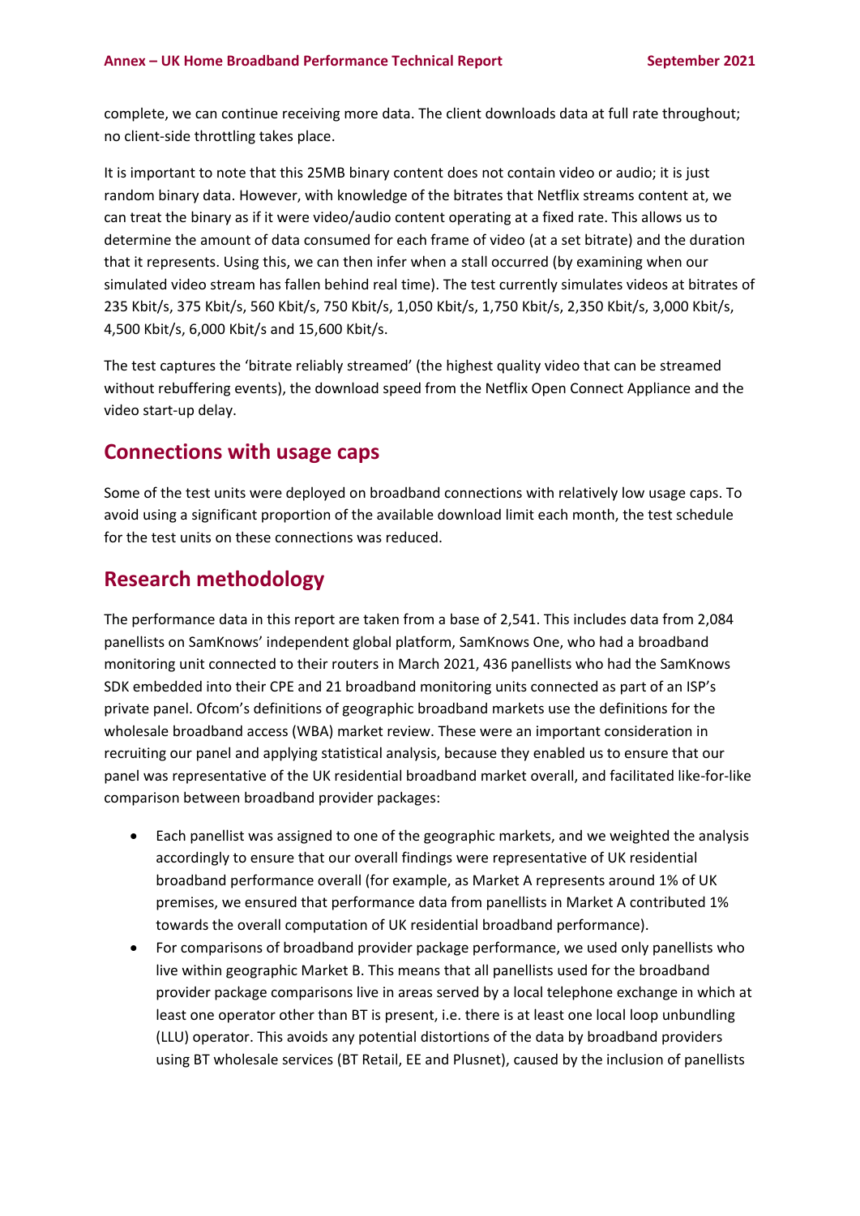complete, we can continue receiving more data. The client downloads data at full rate throughout; no client-side throttling takes place.

It is important to note that this 25MB binary content does not contain video or audio; it is just random binary data. However, with knowledge of the bitrates that Netflix streams content at, we can treat the binary as if it were video/audio content operating at a fixed rate. This allows us to determine the amount of data consumed for each frame of video (at a set bitrate) and the duration that it represents. Using this, we can then infer when a stall occurred (by examining when our simulated video stream has fallen behind real time). The test currently simulates videos at bitrates of 235 Kbit/s, 375 Kbit/s, 560 Kbit/s, 750 Kbit/s, 1,050 Kbit/s, 1,750 Kbit/s, 2,350 Kbit/s, 3,000 Kbit/s, 4,500 Kbit/s, 6,000 Kbit/s and 15,600 Kbit/s.

The test captures the 'bitrate reliably streamed' (the highest quality video that can be streamed without rebuffering events), the download speed from the Netflix Open Connect Appliance and the video start-up delay.

## Connections with usage caps

Some of the test units were deployed on broadband connections with relatively low usage caps. To avoid using a significant proportion of the available download limit each month, the test schedule for the test units on these connections was reduced.

## Research methodology

The performance data in this report are taken from a base of 2,541. This includes data from 2,084 panellists on SamKnows' independent global platform, SamKnows One, who had a broadband monitoring unit connected to their routers in March 2021, 436 panellists who had the SamKnows SDK embedded into their CPE and 21 broadband monitoring units connected as part of an ISP's private panel. Ofcom's definitions of geographic broadband markets use the definitions for the wholesale broadband access (WBA) market review. These were an important consideration in recruiting our panel and applying statistical analysis, because they enabled us to ensure that our panel was representative of the UK residential broadband market overall, and facilitated like-for-like comparison between broadband provider packages:

- Each panellist was assigned to one of the geographic markets, and we weighted the analysis accordingly to ensure that our overall findings were representative of UK residential broadband performance overall (for example, as Market A represents around 1% of UK premises, we ensured that performance data from panellists in Market A contributed 1% towards the overall computation of UK residential broadband performance).
- For comparisons of broadband provider package performance, we used only panellists who live within geographic Market B. This means that all panellists used for the broadband provider package comparisons live in areas served by a local telephone exchange in which at least one operator other than BT is present, i.e. there is at least one local loop unbundling (LLU) operator. This avoids any potential distortions of the data by broadband providers using BT wholesale services (BT Retail, EE and Plusnet), caused by the inclusion of panellists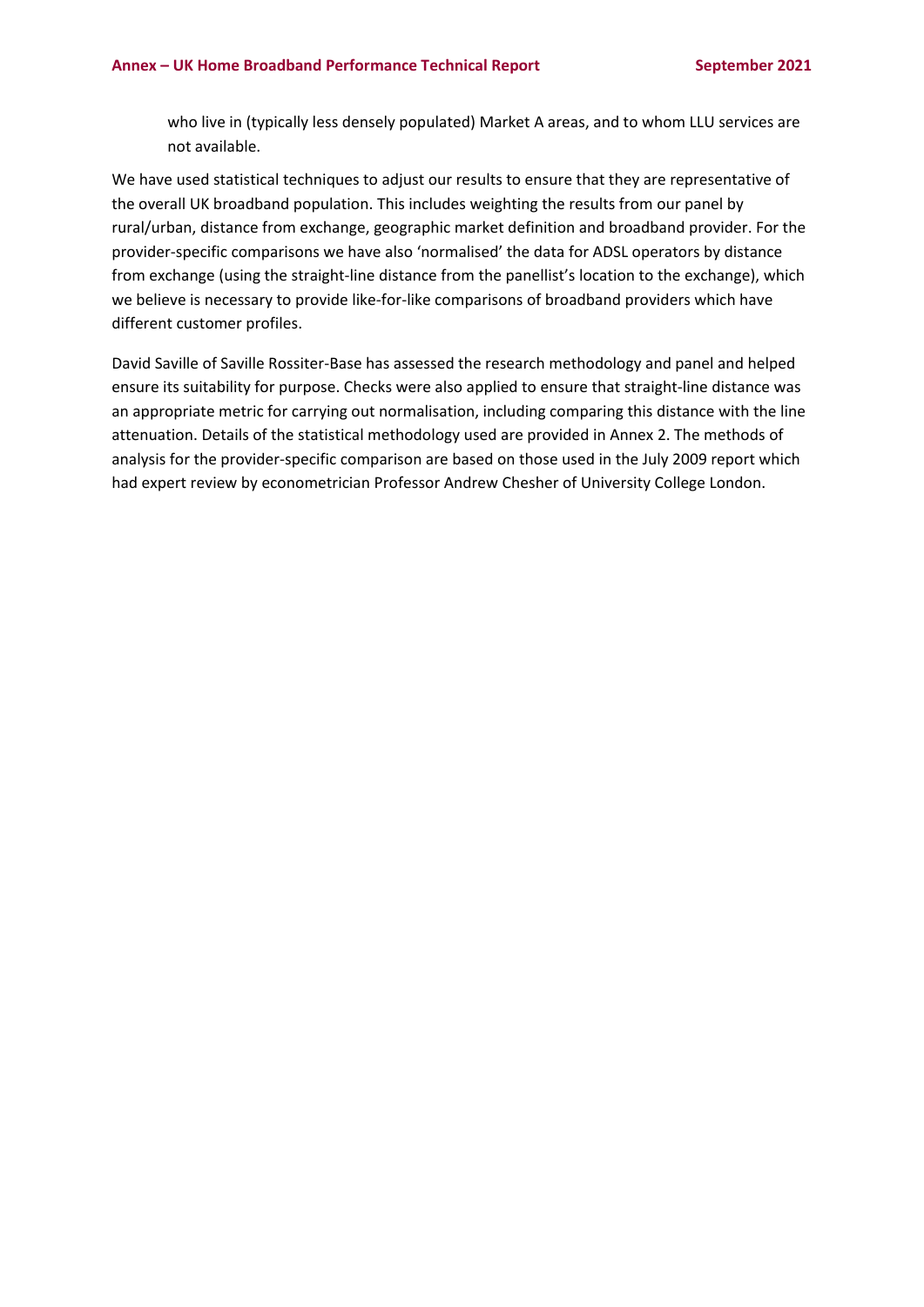who live in (typically less densely populated) Market A areas, and to whom LLU services are not available.

We have used statistical techniques to adjust our results to ensure that they are representative of the overall UK broadband population. This includes weighting the results from our panel by rural/urban, distance from exchange, geographic market definition and broadband provider. For the provider-specific comparisons we have also 'normalised' the data for ADSL operators by distance from exchange (using the straight-line distance from the panellist's location to the exchange), which we believe is necessary to provide like-for-like comparisons of broadband providers which have different customer profiles.

David Saville of Saville Rossiter-Base has assessed the research methodology and panel and helped ensure its suitability for purpose. Checks were also applied to ensure that straight-line distance was an appropriate metric for carrying out normalisation, including comparing this distance with the line attenuation. Details of the statistical methodology used are provided in Annex 2. The methods of analysis for the provider-specific comparison are based on those used in the July 2009 report which had expert review by econometrician Professor Andrew Chesher of University College London.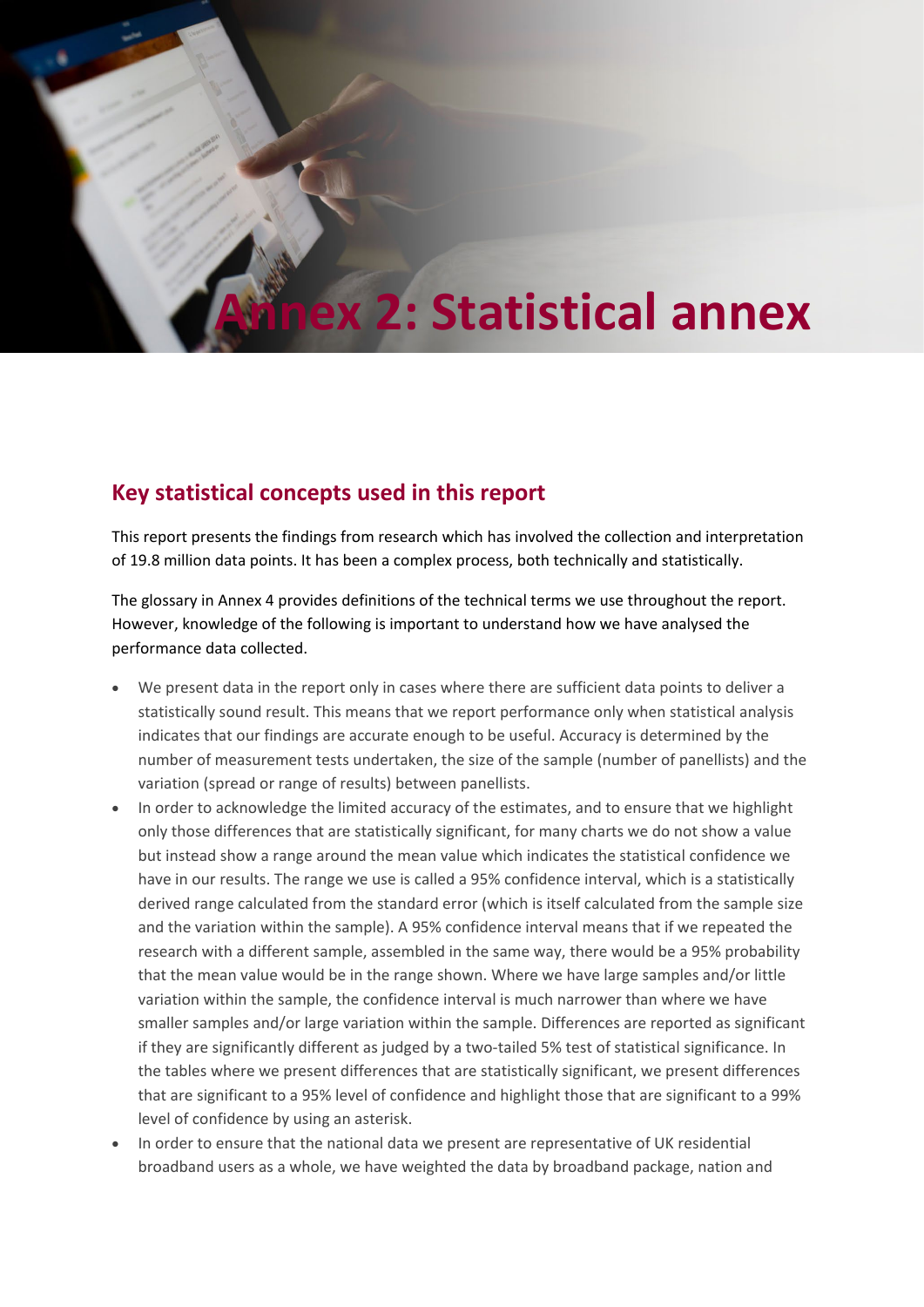# Annex 2: Statistical annex

## Key statistical concepts used in this report

This report presents the findings from research which has involved the collection and interpretation of 19.8 million data points. It has been a complex process, both technically and statistically.

The glossary in Annex 4 provides definitions of the technical terms we use throughout the report. However, knowledge of the following is important to understand how we have analysed the performance data collected.

- We present data in the report only in cases where there are sufficient data points to deliver a statistically sound result. This means that we report performance only when statistical analysis indicates that our findings are accurate enough to be useful. Accuracy is determined by the number of measurement tests undertaken, the size of the sample (number of panellists) and the variation (spread or range of results) between panellists.
- In order to acknowledge the limited accuracy of the estimates, and to ensure that we highlight only those differences that are statistically significant, for many charts we do not show a value but instead show a range around the mean value which indicates the statistical confidence we have in our results. The range we use is called a 95% confidence interval, which is a statistically derived range calculated from the standard error (which is itself calculated from the sample size and the variation within the sample). A 95% confidence interval means that if we repeated the research with a different sample, assembled in the same way, there would be a 95% probability that the mean value would be in the range shown. Where we have large samples and/or little variation within the sample, the confidence interval is much narrower than where we have smaller samples and/or large variation within the sample. Differences are reported as significant if they are significantly different as judged by a two-tailed 5% test of statistical significance. In the tables where we present differences that are statistically significant, we present differences that are significant to a 95% level of confidence and highlight those that are significant to a 99% level of confidence by using an asterisk.
- In order to ensure that the national data we present are representative of UK residential broadband users as a whole, we have weighted the data by broadband package, nation and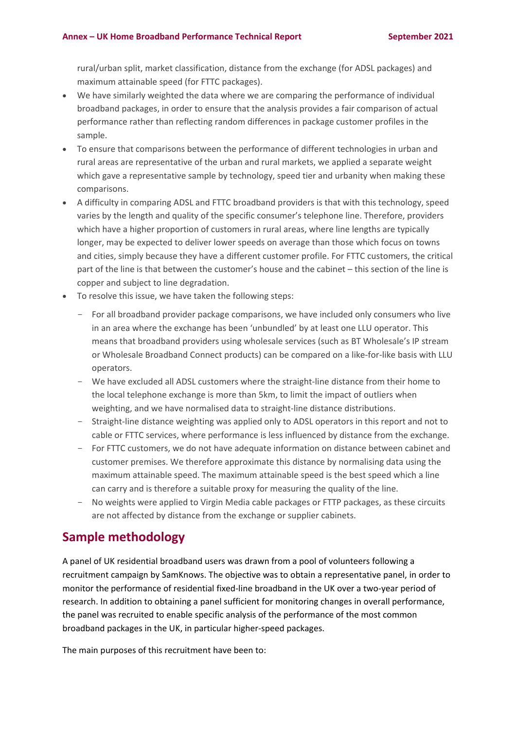rural/urban split, market classification, distance from the exchange (for ADSL packages) and maximum attainable speed (for FTTC packages).

- We have similarly weighted the data where we are comparing the performance of individual broadband packages, in order to ensure that the analysis provides a fair comparison of actual performance rather than reflecting random differences in package customer profiles in the sample.
- To ensure that comparisons between the performance of different technologies in urban and rural areas are representative of the urban and rural markets, we applied a separate weight which gave a representative sample by technology, speed tier and urbanity when making these comparisons.
- A difficulty in comparing ADSL and FTTC broadband providers is that with this technology, speed varies by the length and quality of the specific consumer's telephone line. Therefore, providers which have a higher proportion of customers in rural areas, where line lengths are typically longer, may be expected to deliver lower speeds on average than those which focus on towns and cities, simply because they have a different customer profile. For FTTC customers, the critical part of the line is that between the customer's house and the cabinet – this section of the line is copper and subject to line degradation.
- To resolve this issue, we have taken the following steps:
  - For all broadband provider package comparisons, we have included only consumers who live in an area where the exchange has been 'unbundled' by at least one LLU operator. This means that broadband providers using wholesale services (such as BT Wholesale's IP stream or Wholesale Broadband Connect products) can be compared on a like-for-like basis with LLU operators.
  - We have excluded all ADSL customers where the straight-line distance from their home to the local telephone exchange is more than 5km, to limit the impact of outliers when weighting, and we have normalised data to straight-line distance distributions.
  - Straight-line distance weighting was applied only to ADSL operators in this report and not to cable or FTTC services, where performance is less influenced by distance from the exchange.
  - For FTTC customers, we do not have adequate information on distance between cabinet and customer premises. We therefore approximate this distance by normalising data using the maximum attainable speed. The maximum attainable speed is the best speed which a line can carry and is therefore a suitable proxy for measuring the quality of the line.
  - No weights were applied to Virgin Media cable packages or FTTP packages, as these circuits are not affected by distance from the exchange or supplier cabinets.

## Sample methodology

A panel of UK residential broadband users was drawn from a pool of volunteers following a recruitment campaign by SamKnows. The objective was to obtain a representative panel, in order to monitor the performance of residential fixed-line broadband in the UK over a two-year period of research. In addition to obtaining a panel sufficient for monitoring changes in overall performance, the panel was recruited to enable specific analysis of the performance of the most common broadband packages in the UK, in particular higher-speed packages.

The main purposes of this recruitment have been to: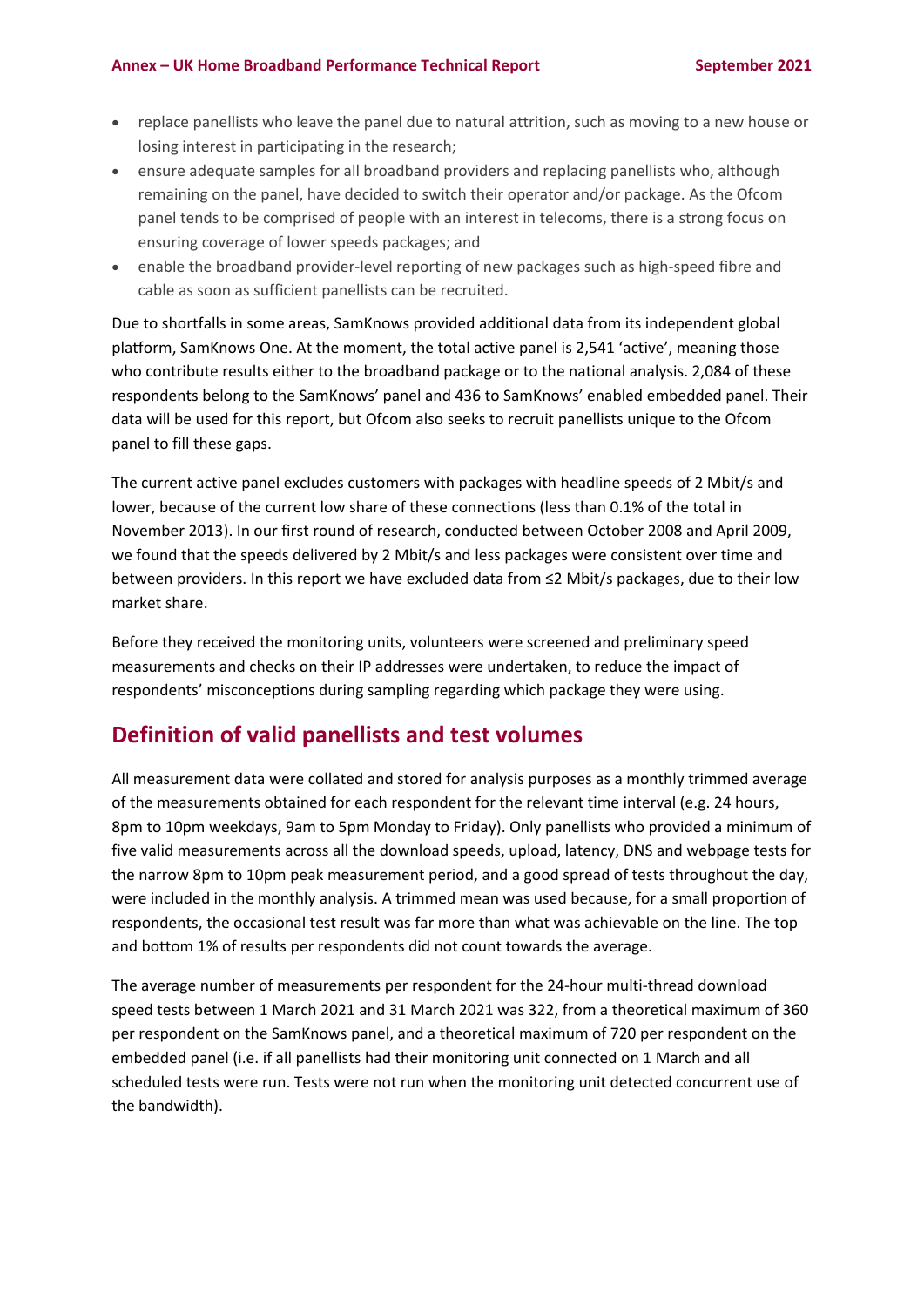- replace panellists who leave the panel due to natural attrition, such as moving to a new house or losing interest in participating in the research;
- ensure adequate samples for all broadband providers and replacing panellists who, although remaining on the panel, have decided to switch their operator and/or package. As the Ofcom panel tends to be comprised of people with an interest in telecoms, there is a strong focus on ensuring coverage of lower speeds packages; and
- enable the broadband provider-level reporting of new packages such as high-speed fibre and cable as soon as sufficient panellists can be recruited.

Due to shortfalls in some areas, SamKnows provided additional data from its independent global platform, SamKnows One. At the moment, the total active panel is 2,541 'active', meaning those who contribute results either to the broadband package or to the national analysis. 2,084 of these respondents belong to the SamKnows' panel and 436 to SamKnows' enabled embedded panel. Their data will be used for this report, but Ofcom also seeks to recruit panellists unique to the Ofcom panel to fill these gaps.

The current active panel excludes customers with packages with headline speeds of 2 Mbit/s and lower, because of the current low share of these connections (less than 0.1% of the total in November 2013). In our first round of research, conducted between October 2008 and April 2009, we found that the speeds delivered by 2 Mbit/s and less packages were consistent over time and between providers. In this report we have excluded data from ≤2 Mbit/s packages, due to their low market share.

Before they received the monitoring units, volunteers were screened and preliminary speed measurements and checks on their IP addresses were undertaken, to reduce the impact of respondents' misconceptions during sampling regarding which package they were using.

## Definition of valid panellists and test volumes

All measurement data were collated and stored for analysis purposes as a monthly trimmed average of the measurements obtained for each respondent for the relevant time interval (e.g. 24 hours, 8pm to 10pm weekdays, 9am to 5pm Monday to Friday). Only panellists who provided a minimum of five valid measurements across all the download speeds, upload, latency, DNS and webpage tests for the narrow 8pm to 10pm peak measurement period, and a good spread of tests throughout the day, were included in the monthly analysis. A trimmed mean was used because, for a small proportion of respondents, the occasional test result was far more than what was achievable on the line. The top and bottom 1% of results per respondents did not count towards the average.

The average number of measurements per respondent for the 24-hour multi-thread download speed tests between 1 March 2021 and 31 March 2021 was 322, from a theoretical maximum of 360 per respondent on the SamKnows panel, and a theoretical maximum of 720 per respondent on the embedded panel (i.e. if all panellists had their monitoring unit connected on 1 March and all scheduled tests were run. Tests were not run when the monitoring unit detected concurrent use of the bandwidth).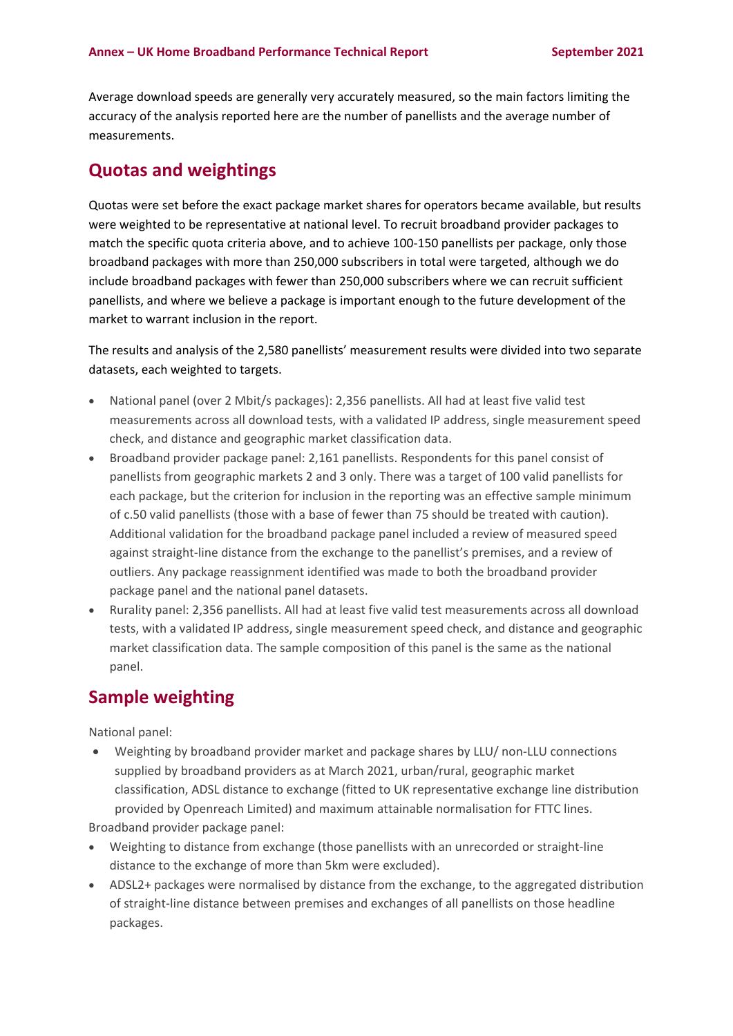Average download speeds are generally very accurately measured, so the main factors limiting the accuracy of the analysis reported here are the number of panellists and the average number of measurements.

## Quotas and weightings

Quotas were set before the exact package market shares for operators became available, but results were weighted to be representative at national level. To recruit broadband provider packages to match the specific quota criteria above, and to achieve 100-150 panellists per package, only those broadband packages with more than 250,000 subscribers in total were targeted, although we do include broadband packages with fewer than 250,000 subscribers where we can recruit sufficient panellists, and where we believe a package is important enough to the future development of the market to warrant inclusion in the report.

The results and analysis of the 2,580 panellists' measurement results were divided into two separate datasets, each weighted to targets.

- National panel (over 2 Mbit/s packages): 2,356 panellists. All had at least five valid test measurements across all download tests, with a validated IP address, single measurement speed check, and distance and geographic market classification data.
- Broadband provider package panel: 2,161 panellists. Respondents for this panel consist of panellists from geographic markets 2 and 3 only. There was a target of 100 valid panellists for each package, but the criterion for inclusion in the reporting was an effective sample minimum of c.50 valid panellists (those with a base of fewer than 75 should be treated with caution). Additional validation for the broadband package panel included a review of measured speed against straight-line distance from the exchange to the panellist's premises, and a review of outliers. Any package reassignment identified was made to both the broadband provider package panel and the national panel datasets.
- Rurality panel: 2,356 panellists. All had at least five valid test measurements across all download tests, with a validated IP address, single measurement speed check, and distance and geographic market classification data. The sample composition of this panel is the same as the national panel.

## Sample weighting

National panel:

- Weighting by broadband provider market and package shares by LLU/ non-LLU connections supplied by broadband providers as at March 2021, urban/rural, geographic market classification, ADSL distance to exchange (fitted to UK representative exchange line distribution provided by Openreach Limited) and maximum attainable normalisation for FTTC lines.

Broadband provider package panel:

- Weighting to distance from exchange (those panellists with an unrecorded or straight-line distance to the exchange of more than 5km were excluded).
- ADSL2+ packages were normalised by distance from the exchange, to the aggregated distribution of straight-line distance between premises and exchanges of all panellists on those headline packages.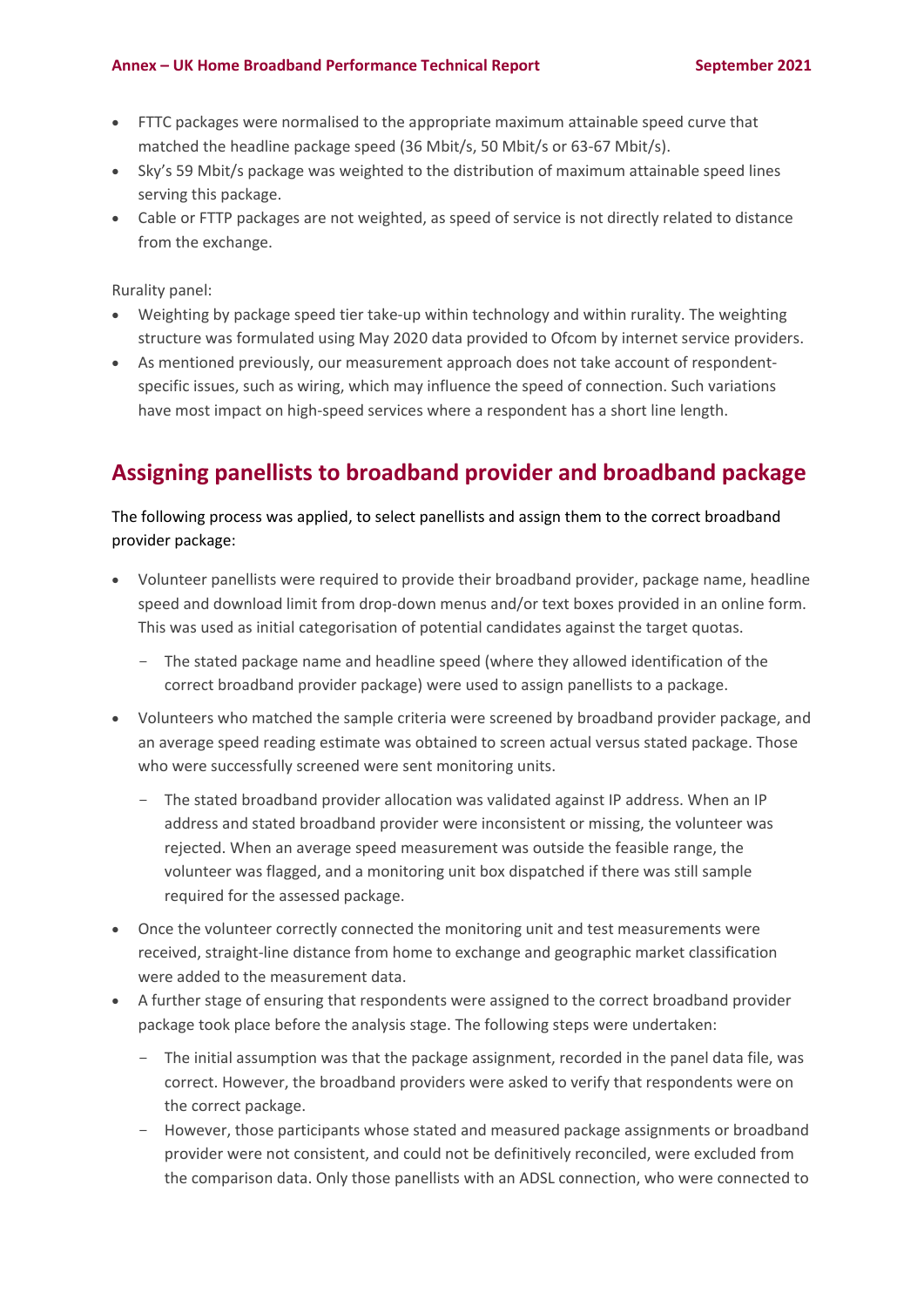- FTTC packages were normalised to the appropriate maximum attainable speed curve that matched the headline package speed (36 Mbit/s, 50 Mbit/s or 63-67 Mbit/s).
- Sky's 59 Mbit/s package was weighted to the distribution of maximum attainable speed lines serving this package.
- Cable or FTTP packages are not weighted, as speed of service is not directly related to distance from the exchange.

Rurality panel:

- Weighting by package speed tier take-up within technology and within rurality. The weighting structure was formulated using May 2020 data provided to Ofcom by internet service providers.
- As mentioned previously, our measurement approach does not take account of respondent-specific issues, such as wiring, which may influence the speed of connection. Such variations have most impact on high-speed services where a respondent has a short line length.

## Assigning panellists to broadband provider and broadband package

The following process was applied, to select panellists and assign them to the correct broadband provider package:

- Volunteer panellists were required to provide their broadband provider, package name, headline speed and download limit from drop-down menus and/or text boxes provided in an online form. This was used as initial categorisation of potential candidates against the target quotas.
  - The stated package name and headline speed (where they allowed identification of the correct broadband provider package) were used to assign panellists to a package.
- Volunteers who matched the sample criteria were screened by broadband provider package, and an average speed reading estimate was obtained to screen actual versus stated package. Those who were successfully screened were sent monitoring units.
  - The stated broadband provider allocation was validated against IP address. When an IP address and stated broadband provider were inconsistent or missing, the volunteer was rejected. When an average speed measurement was outside the feasible range, the volunteer was flagged, and a monitoring unit box dispatched if there was still sample required for the assessed package.
- Once the volunteer correctly connected the monitoring unit and test measurements were received, straight-line distance from home to exchange and geographic market classification were added to the measurement data.
- A further stage of ensuring that respondents were assigned to the correct broadband provider package took place before the analysis stage. The following steps were undertaken:
  - The initial assumption was that the package assignment, recorded in the panel data file, was correct. However, the broadband providers were asked to verify that respondents were on the correct package.
  - However, those participants whose stated and measured package assignments or broadband provider were not consistent, and could not be definitively reconciled, were excluded from the comparison data. Only those panellists with an ADSL connection, who were connected to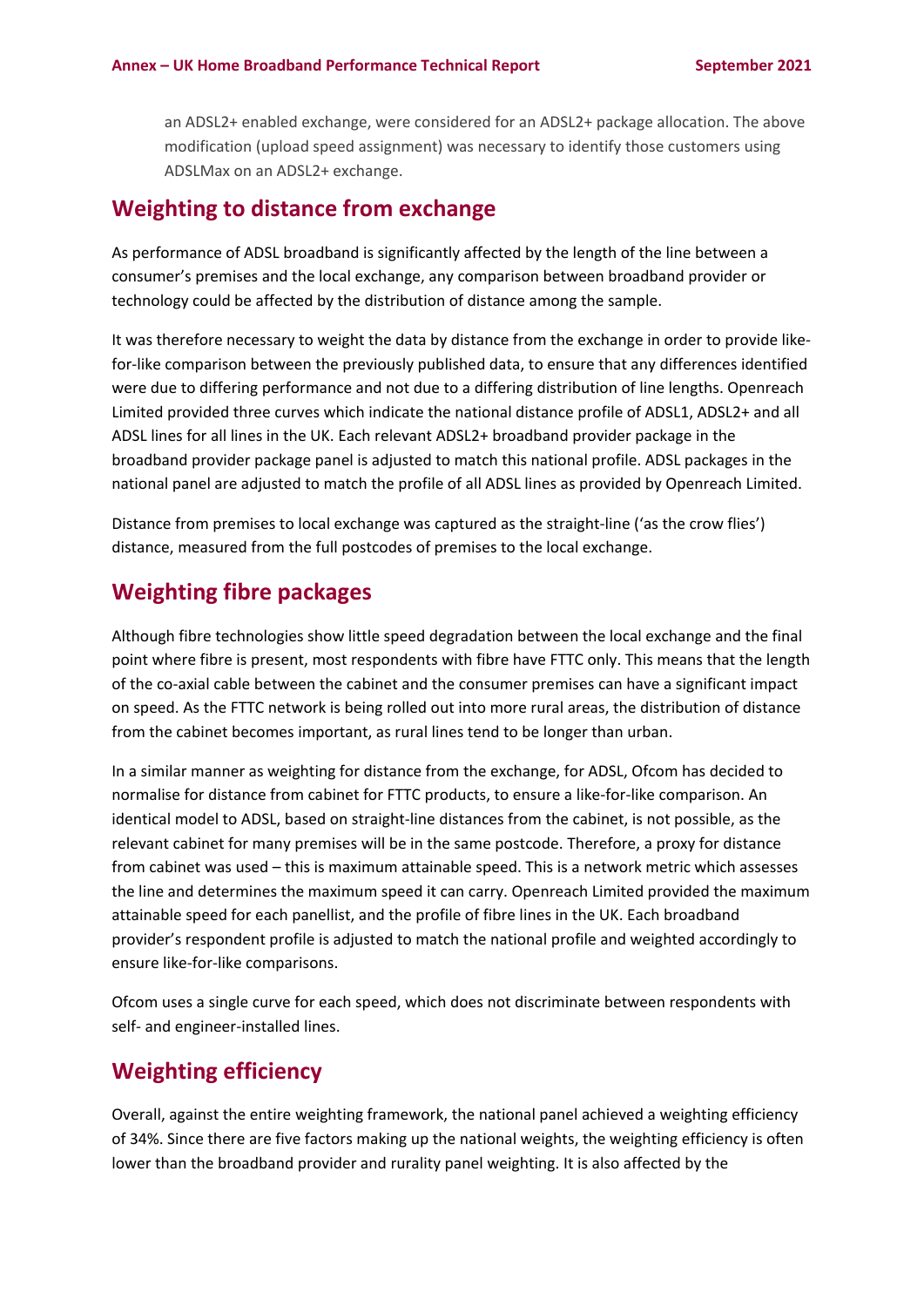an ADSL2+ enabled exchange, were considered for an ADSL2+ package allocation. The above modification (upload speed assignment) was necessary to identify those customers using ADSLMax on an ADSL2+ exchange.

## Weighting to distance from exchange

As performance of ADSL broadband is significantly affected by the length of the line between a consumer's premises and the local exchange, any comparison between broadband provider or technology could be affected by the distribution of distance among the sample.

It was therefore necessary to weight the data by distance from the exchange in order to provide like-for-like comparison between the previously published data, to ensure that any differences identified were due to differing performance and not due to a differing distribution of line lengths. Openreach Limited provided three curves which indicate the national distance profile of ADSL1, ADSL2+ and all ADSL lines for all lines in the UK. Each relevant ADSL2+ broadband provider package in the broadband provider package panel is adjusted to match this national profile. ADSL packages in the national panel are adjusted to match the profile of all ADSL lines as provided by Openreach Limited.

Distance from premises to local exchange was captured as the straight-line ('as the crow flies') distance, measured from the full postcodes of premises to the local exchange.

## Weighting fibre packages

Although fibre technologies show little speed degradation between the local exchange and the final point where fibre is present, most respondents with fibre have FTTC only. This means that the length of the co-axial cable between the cabinet and the consumer premises can have a significant impact on speed. As the FTTC network is being rolled out into more rural areas, the distribution of distance from the cabinet becomes important, as rural lines tend to be longer than urban.

In a similar manner as weighting for distance from the exchange, for ADSL, Ofcom has decided to normalise for distance from cabinet for FTTC products, to ensure a like-for-like comparison. An identical model to ADSL, based on straight-line distances from the cabinet, is not possible, as the relevant cabinet for many premises will be in the same postcode. Therefore, a proxy for distance from cabinet was used – this is maximum attainable speed. This is a network metric which assesses the line and determines the maximum speed it can carry. Openreach Limited provided the maximum attainable speed for each panellist, and the profile of fibre lines in the UK. Each broadband provider's respondent profile is adjusted to match the national profile and weighted accordingly to ensure like-for-like comparisons.

Ofcom uses a single curve for each speed, which does not discriminate between respondents with self- and engineer-installed lines.

## Weighting efficiency

Overall, against the entire weighting framework, the national panel achieved a weighting efficiency of 34%. Since there are five factors making up the national weights, the weighting efficiency is often lower than the broadband provider and rurality panel weighting. It is also affected by the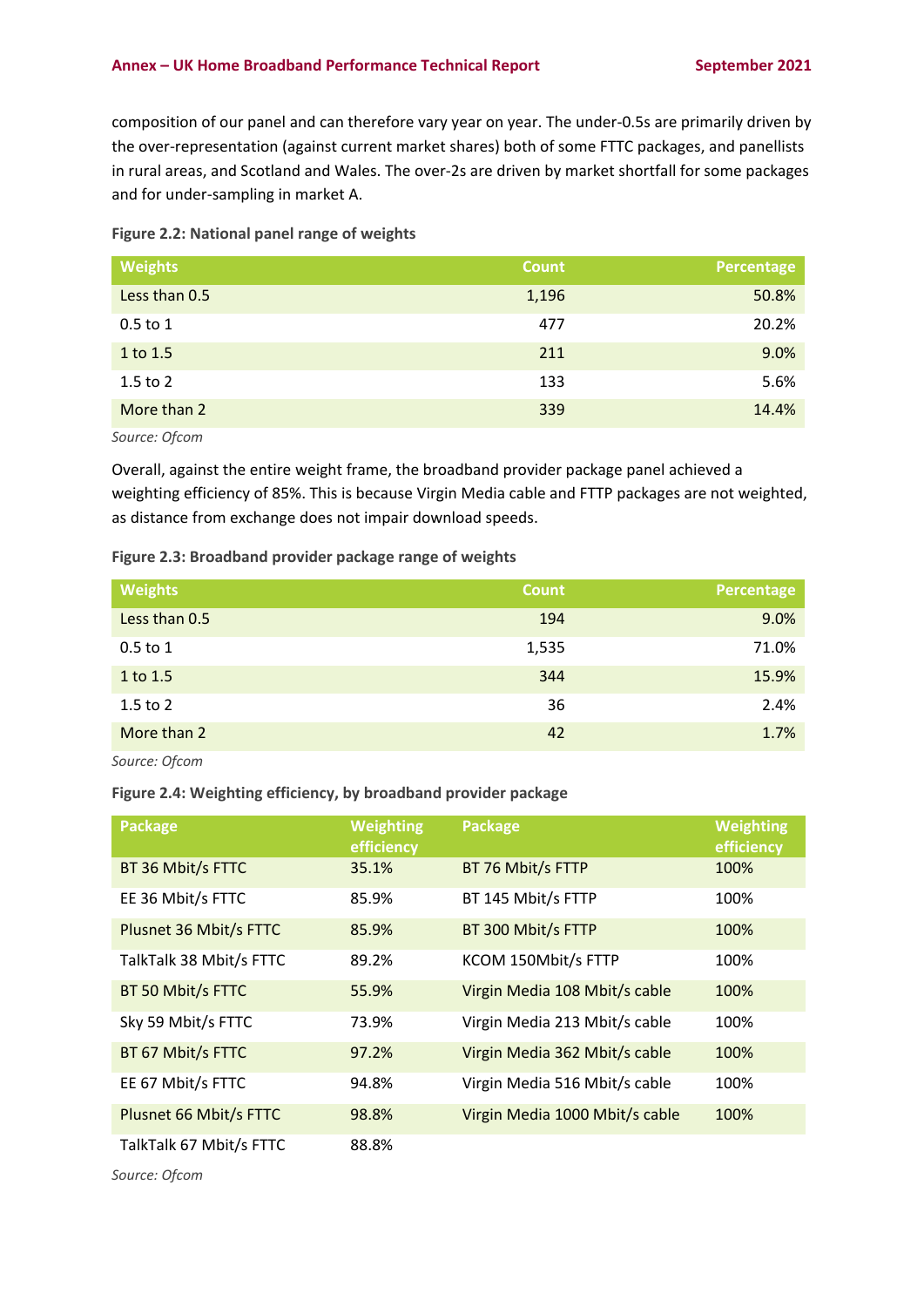composition of our panel and can therefore vary year on year. The under-0.5s are primarily driven by the over-representation (against current market shares) both of some FTTC packages, and panellists in rural areas, and Scotland and Wales. The over-2s are driven by market shortfall for some packages and for under-sampling in market A.

**Figure 2.2: National panel range of weights**

| Weights | Count | Percentage |
|---|---|---|
| Less than 0.5 | 1,196 | 50.8% |
| 0.5 to 1 | 477 | 20.2% |
| 1 to 1.5 | 211 | 9.0% |
| 1.5 to 2 | 133 | 5.6% |
| More than 2 | 339 | 14.4% |

*Source: Ofcom*

Overall, against the entire weight frame, the broadband provider package panel achieved a weighting efficiency of 85%. This is because Virgin Media cable and FTTP packages are not weighted, as distance from exchange does not impair download speeds.

**Figure 2.3: Broadband provider package range of weights**

| Weights | Count | Percentage |
|---|---|---|
| Less than 0.5 | 194 | 9.0% |
| 0.5 to 1 | 1,535 | 71.0% |
| 1 to 1.5 | 344 | 15.9% |
| 1.5 to 2 | 36 | 2.4% |
| More than 2 | 42 | 1.7% |

*Source: Ofcom*

**Figure 2.4: Weighting efficiency, by broadband provider package**

| Package | Weighting efficiency | Package | Weighting efficiency |
|---|---|---|---|
| BT 36 Mbit/s FTTC | 35.1% | BT 76 Mbit/s FTTP | 100% |
| EE 36 Mbit/s FTTC | 85.9% | BT 145 Mbit/s FTTP | 100% |
| Plusnet 36 Mbit/s FTTC | 85.9% | BT 300 Mbit/s FTTP | 100% |
| TalkTalk 38 Mbit/s FTTC | 89.2% | KCOM 150Mbit/s FTTP | 100% |
| BT 50 Mbit/s FTTC | 55.9% | Virgin Media 108 Mbit/s cable | 100% |
| Sky 59 Mbit/s FTTC | 73.9% | Virgin Media 213 Mbit/s cable | 100% |
| BT 67 Mbit/s FTTC | 97.2% | Virgin Media 362 Mbit/s cable | 100% |
| EE 67 Mbit/s FTTC | 94.8% | Virgin Media 516 Mbit/s cable | 100% |
| Plusnet 66 Mbit/s FTTC | 98.8% | Virgin Media 1000 Mbit/s cable | 100% |
| TalkTalk 67 Mbit/s FTTC | 88.8% | | |

*Source: Ofcom*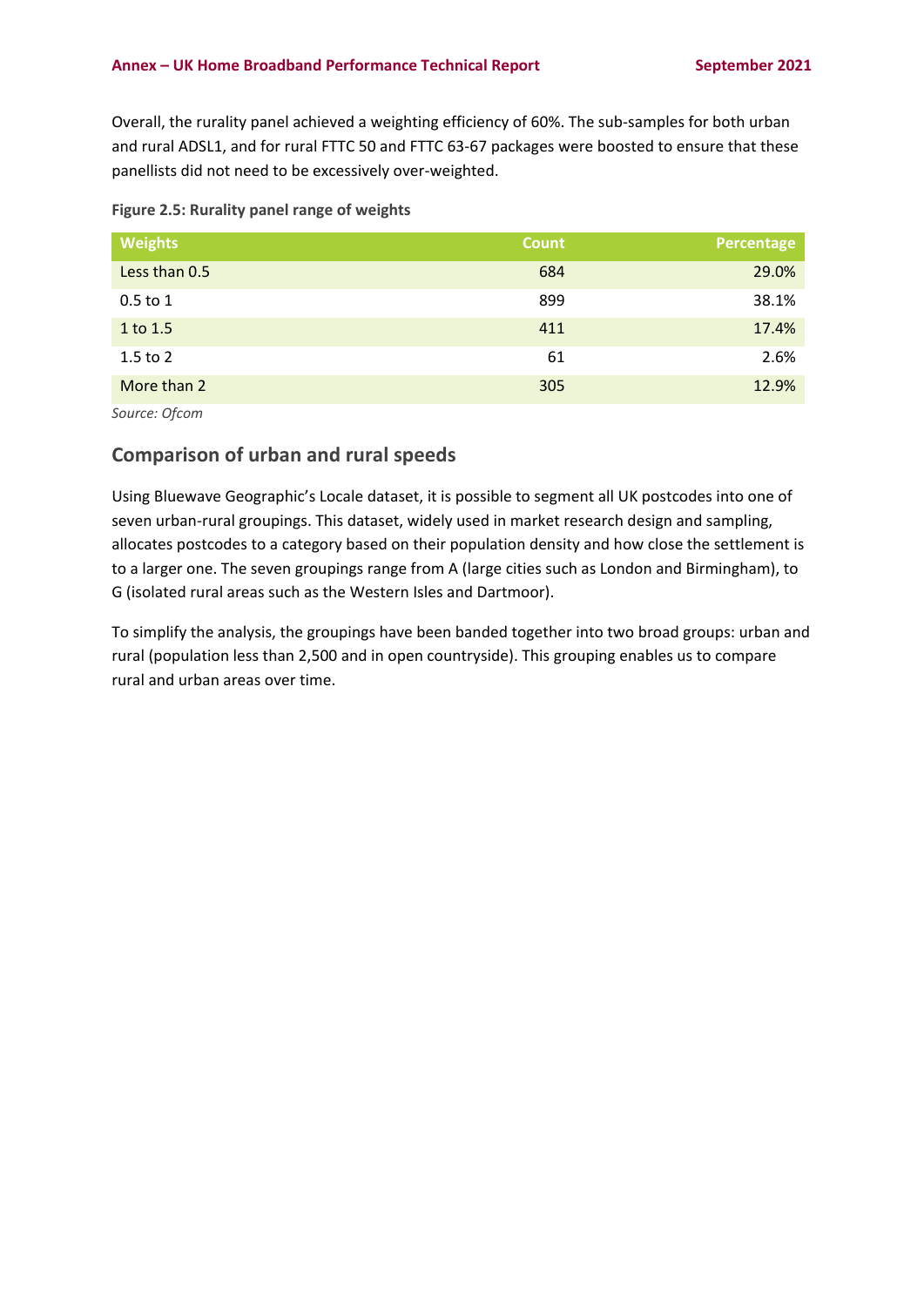Overall, the rurality panel achieved a weighting efficiency of 60%. The sub-samples for both urban and rural ADSL1, and for rural FTTC 50 and FTTC 63-67 packages were boosted to ensure that these panellists did not need to be excessively over-weighted.

**Figure 2.5: Rurality panel range of weights**

| Weights | Count | Percentage |
|---|---|---|
| Less than 0.5 | 684 | 29.0% |
| 0.5 to 1 | 899 | 38.1% |
| 1 to 1.5 | 411 | 17.4% |
| 1.5 to 2 | 61 | 2.6% |
| More than 2 | 305 | 12.9% |

*Source: Ofcom*

## Comparison of urban and rural speeds

Using Bluewave Geographic's Locale dataset, it is possible to segment all UK postcodes into one of seven urban-rural groupings. This dataset, widely used in market research design and sampling, allocates postcodes to a category based on their population density and how close the settlement is to a larger one. The seven groupings range from A (large cities such as London and Birmingham), to G (isolated rural areas such as the Western Isles and Dartmoor).

To simplify the analysis, the groupings have been banded together into two broad groups: urban and rural (population less than 2,500 and in open countryside). This grouping enables us to compare rural and urban areas over time.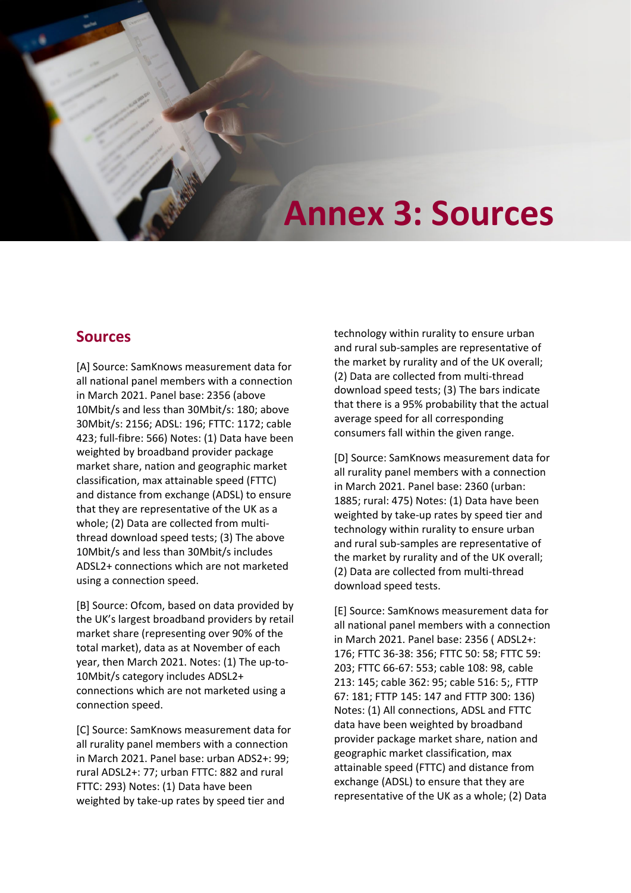# Annex 3: Sources

## Sources

[A] Source: SamKnows measurement data for all national panel members with a connection in March 2021. Panel base: 2356 (above 10Mbit/s and less than 30Mbit/s: 180; above 30Mbit/s: 2156; ADSL: 196; FTTC: 1172; cable 423; full-fibre: 566) Notes: (1) Data have been weighted by broadband provider package market share, nation and geographic market classification, max attainable speed (FTTC) and distance from exchange (ADSL) to ensure that they are representative of the UK as a whole; (2) Data are collected from multi-thread download speed tests; (3) The above 10Mbit/s and less than 30Mbit/s includes ADSL2+ connections which are not marketed using a connection speed.

[B] Source: Ofcom, based on data provided by the UK's largest broadband providers by retail market share (representing over 90% of the total market), data as at November of each year, then March 2021. Notes: (1) The up-to-10Mbit/s category includes ADSL2+ connections which are not marketed using a connection speed.

[C] Source: SamKnows measurement data for all rurality panel members with a connection in March 2021. Panel base: urban ADS2+: 99; rural ADSL2+: 77; urban FTTC: 882 and rural FTTC: 293) Notes: (1) Data have been weighted by take-up rates by speed tier and technology within rurality to ensure urban and rural sub-samples are representative of the market by rurality and of the UK overall; (2) Data are collected from multi-thread download speed tests; (3) The bars indicate that there is a 95% probability that the actual average speed for all corresponding consumers fall within the given range.

[D] Source: SamKnows measurement data for all rurality panel members with a connection in March 2021. Panel base: 2360 (urban: 1885; rural: 475) Notes: (1) Data have been weighted by take-up rates by speed tier and technology within rurality to ensure urban and rural sub-samples are representative of the market by rurality and of the UK overall; (2) Data are collected from multi-thread download speed tests.

[E] Source: SamKnows measurement data for all national panel members with a connection in March 2021. Panel base: 2356 ( ADSL2+: 176; FTTC 36-38: 356; FTTC 50: 58; FTTC 59: 203; FTTC 66-67: 553; cable 108: 98, cable 213: 145; cable 362: 95; cable 516: 5;, FTTP 67: 181; FTTP 145: 147 and FTTP 300: 136) Notes: (1) All connections, ADSL and FTTC data have been weighted by broadband provider package market share, nation and geographic market classification, max attainable speed (FTTC) and distance from exchange (ADSL) to ensure that they are representative of the UK as a whole; (2) Data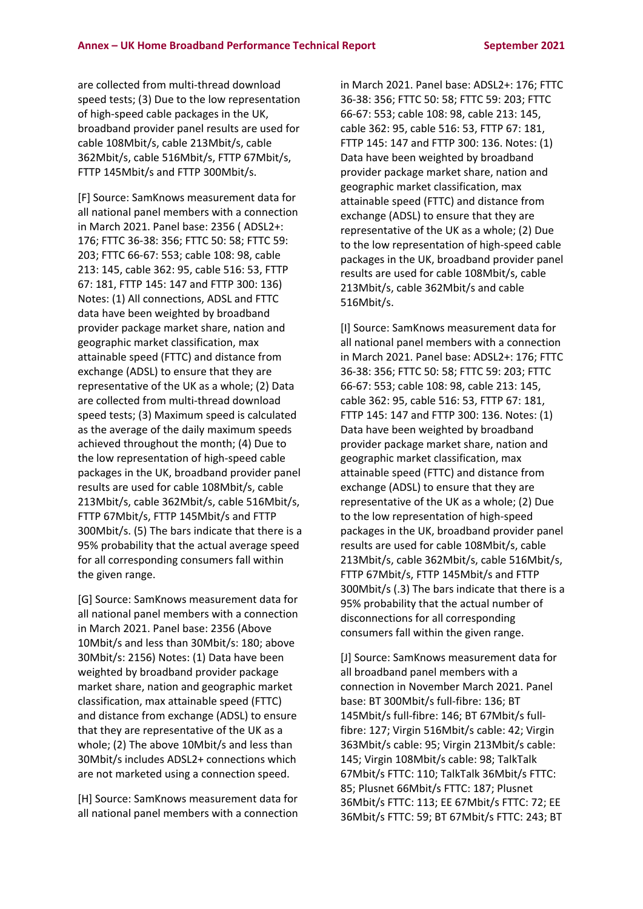are collected from multi-thread download speed tests; (3) Due to the low representation of high-speed cable packages in the UK, broadband provider panel results are used for cable 108Mbit/s, cable 213Mbit/s, cable 362Mbit/s, cable 516Mbit/s, FTTP 67Mbit/s, FTTP 145Mbit/s and FTTP 300Mbit/s.

[F] Source: SamKnows measurement data for all national panel members with a connection in March 2021. Panel base: 2356 ( ADSL2+: 176; FTTC 36-38: 356; FTTC 50: 58; FTTC 59: 203; FTTC 66-67: 553; cable 108: 98, cable 213: 145, cable 362: 95, cable 516: 53, FTTP 67: 181, FTTP 145: 147 and FTTP 300: 136) Notes: (1) All connections, ADSL and FTTC data have been weighted by broadband provider package market share, nation and geographic market classification, max attainable speed (FTTC) and distance from exchange (ADSL) to ensure that they are representative of the UK as a whole; (2) Data are collected from multi-thread download speed tests; (3) Maximum speed is calculated as the average of the daily maximum speeds achieved throughout the month; (4) Due to the low representation of high-speed cable packages in the UK, broadband provider panel results are used for cable 108Mbit/s, cable 213Mbit/s, cable 362Mbit/s, cable 516Mbit/s, FTTP 67Mbit/s, FTTP 145Mbit/s and FTTP 300Mbit/s. (5) The bars indicate that there is a 95% probability that the actual average speed for all corresponding consumers fall within the given range.

[G] Source: SamKnows measurement data for all national panel members with a connection in March 2021. Panel base: 2356 (Above 10Mbit/s and less than 30Mbit/s: 180; above 30Mbit/s: 2156) Notes: (1) Data have been weighted by broadband provider package market share, nation and geographic market classification, max attainable speed (FTTC) and distance from exchange (ADSL) to ensure that they are representative of the UK as a whole; (2) The above 10Mbit/s and less than 30Mbit/s includes ADSL2+ connections which are not marketed using a connection speed.

[H] Source: SamKnows measurement data for all national panel members with a connection in March 2021. Panel base: ADSL2+: 176; FTTC 36-38: 356; FTTC 50: 58; FTTC 59: 203; FTTC 66-67: 553; cable 108: 98, cable 213: 145, cable 362: 95, cable 516: 53, FTTP 67: 181, FTTP 145: 147 and FTTP 300: 136. Notes: (1) Data have been weighted by broadband provider package market share, nation and geographic market classification, max attainable speed (FTTC) and distance from exchange (ADSL) to ensure that they are representative of the UK as a whole; (2) Due to the low representation of high-speed cable packages in the UK, broadband provider panel results are used for cable 108Mbit/s, cable 213Mbit/s, cable 362Mbit/s and cable 516Mbit/s.

[I] Source: SamKnows measurement data for all national panel members with a connection in March 2021. Panel base: ADSL2+: 176; FTTC 36-38: 356; FTTC 50: 58; FTTC 59: 203; FTTC 66-67: 553; cable 108: 98, cable 213: 145, cable 362: 95, cable 516: 53, FTTP 67: 181, FTTP 145: 147 and FTTP 300: 136. Notes: (1) Data have been weighted by broadband provider package market share, nation and geographic market classification, max attainable speed (FTTC) and distance from exchange (ADSL) to ensure that they are representative of the UK as a whole; (2) Due to the low representation of high-speed packages in the UK, broadband provider panel results are used for cable 108Mbit/s, cable 213Mbit/s, cable 362Mbit/s, cable 516Mbit/s, FTTP 67Mbit/s, FTTP 145Mbit/s and FTTP 300Mbit/s (.3) The bars indicate that there is a 95% probability that the actual number of disconnections for all corresponding consumers fall within the given range.

[J] Source: SamKnows measurement data for all broadband panel members with a connection in November March 2021. Panel base: BT 300Mbit/s full-fibre: 136; BT 145Mbit/s full-fibre: 146; BT 67Mbit/s full-fibre: 127; Virgin 516Mbit/s cable: 42; Virgin 363Mbit/s cable: 95; Virgin 213Mbit/s cable: 145; Virgin 108Mbit/s cable: 98; TalkTalk 67Mbit/s FTTC: 110; TalkTalk 36Mbit/s FTTC: 85; Plusnet 66Mbit/s FTTC: 187; Plusnet 36Mbit/s FTTC: 113; EE 67Mbit/s FTTC: 72; EE 36Mbit/s FTTC: 59; BT 67Mbit/s FTTC: 243; BT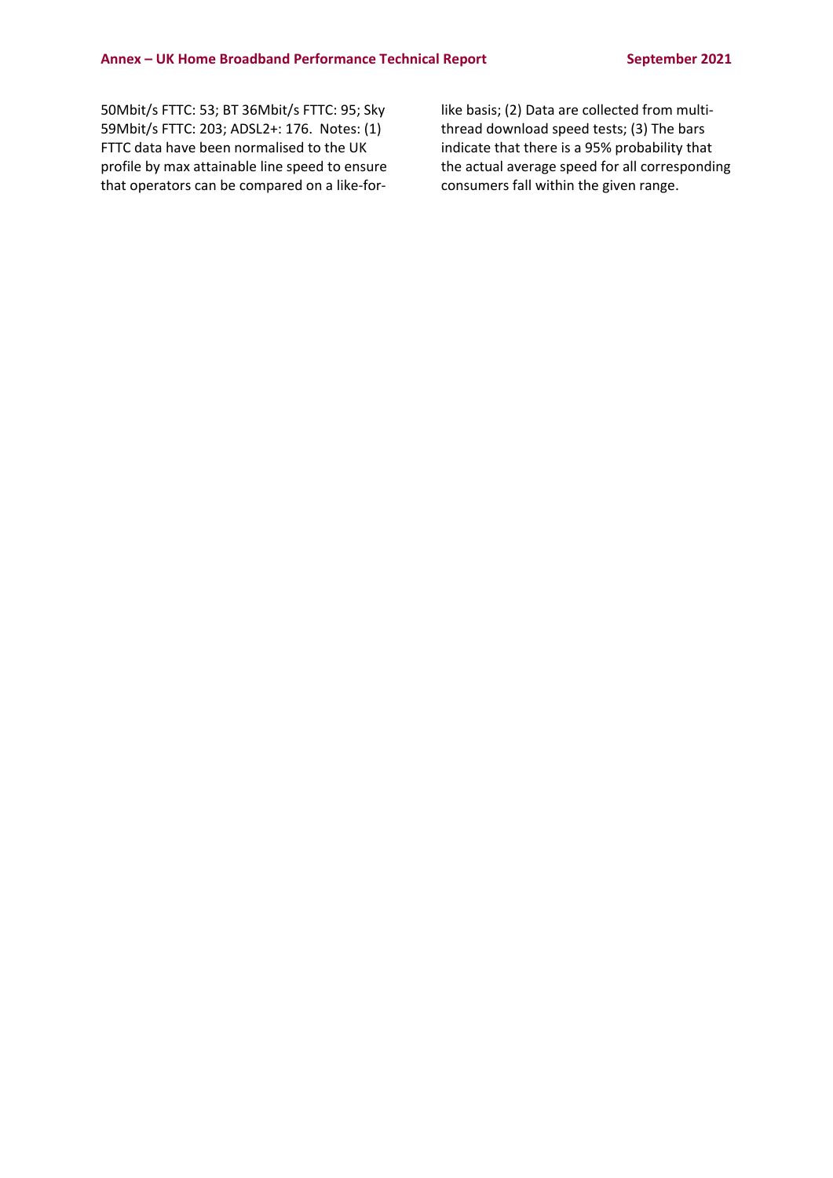50Mbit/s FTTC: 53; BT 36Mbit/s FTTC: 95; Sky 59Mbit/s FTTC: 203; ADSL2+: 176. Notes: (1) FTTC data have been normalised to the UK profile by max attainable line speed to ensure that operators can be compared on a like-for-like basis; (2) Data are collected from multi-thread download speed tests; (3) The bars indicate that there is a 95% probability that the actual average speed for all corresponding consumers fall within the given range.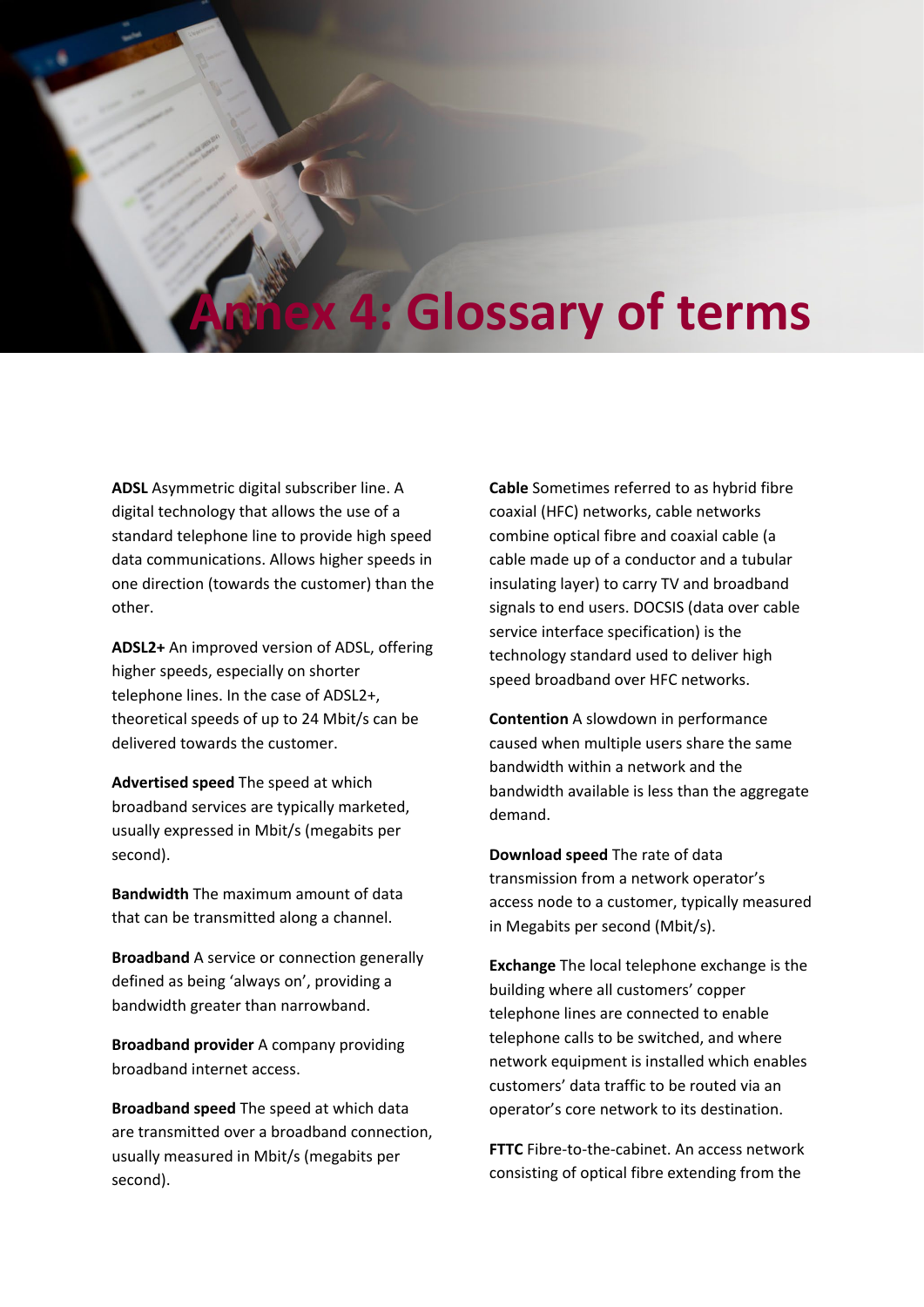# Annex 4: Glossary of terms

**ADSL** Asymmetric digital subscriber line. A digital technology that allows the use of a standard telephone line to provide high speed data communications. Allows higher speeds in one direction (towards the customer) than the other.

**ADSL2+** An improved version of ADSL, offering higher speeds, especially on shorter telephone lines. In the case of ADSL2+, theoretical speeds of up to 24 Mbit/s can be delivered towards the customer.

**Advertised speed** The speed at which broadband services are typically marketed, usually expressed in Mbit/s (megabits per second).

**Bandwidth** The maximum amount of data that can be transmitted along a channel.

**Broadband** A service or connection generally defined as being 'always on', providing a bandwidth greater than narrowband.

**Broadband provider** A company providing broadband internet access.

**Broadband speed** The speed at which data are transmitted over a broadband connection, usually measured in Mbit/s (megabits per second).

**Cable** Sometimes referred to as hybrid fibre coaxial (HFC) networks, cable networks combine optical fibre and coaxial cable (a cable made up of a conductor and a tubular insulating layer) to carry TV and broadband signals to end users. DOCSIS (data over cable service interface specification) is the technology standard used to deliver high speed broadband over HFC networks.

**Contention** A slowdown in performance caused when multiple users share the same bandwidth within a network and the bandwidth available is less than the aggregate demand.

**Download speed** The rate of data transmission from a network operator's access node to a customer, typically measured in Megabits per second (Mbit/s).

**Exchange** The local telephone exchange is the building where all customers' copper telephone lines are connected to enable telephone calls to be switched, and where network equipment is installed which enables customers' data traffic to be routed via an operator's core network to its destination.

**FTTC** Fibre-to-the-cabinet. An access network consisting of optical fibre extending from the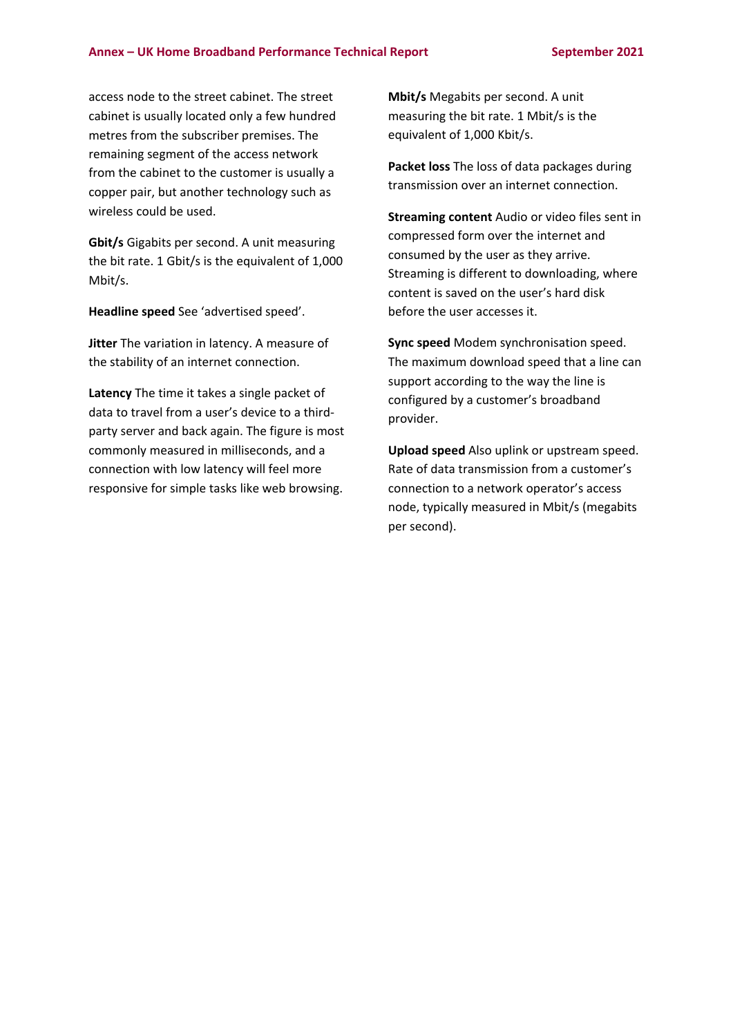access node to the street cabinet. The street cabinet is usually located only a few hundred metres from the subscriber premises. The remaining segment of the access network from the cabinet to the customer is usually a copper pair, but another technology such as wireless could be used.

**Gbit/s** Gigabits per second. A unit measuring the bit rate. 1 Gbit/s is the equivalent of 1,000 Mbit/s.

**Headline speed** See 'advertised speed'.

**Jitter** The variation in latency. A measure of the stability of an internet connection.

**Latency** The time it takes a single packet of data to travel from a user's device to a third-party server and back again. The figure is most commonly measured in milliseconds, and a connection with low latency will feel more responsive for simple tasks like web browsing.

**Mbit/s** Megabits per second. A unit measuring the bit rate. 1 Mbit/s is the equivalent of 1,000 Kbit/s.

**Packet loss** The loss of data packages during transmission over an internet connection.

**Streaming content** Audio or video files sent in compressed form over the internet and consumed by the user as they arrive. Streaming is different to downloading, where content is saved on the user's hard disk before the user accesses it.

**Sync speed** Modem synchronisation speed. The maximum download speed that a line can support according to the way the line is configured by a customer's broadband provider.

**Upload speed** Also uplink or upstream speed. Rate of data transmission from a customer's connection to a network operator's access node, typically measured in Mbit/s (megabits per second).